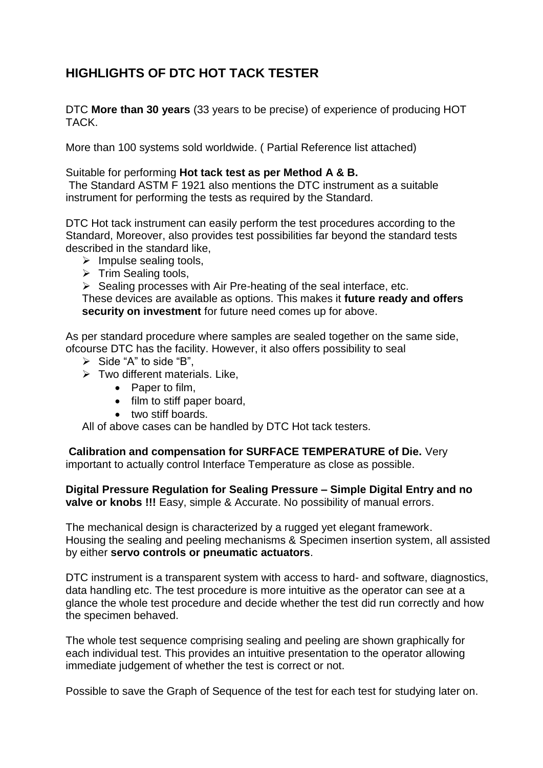# HIGHLIGHTS OF DTC HOT TACK TESTER

DTC **More than 30 years** (33 years to be precise) of experience of producing HOT TACK.

More than 100 systems sold worldwide. ( Partial Reference list attached)

Suitable for performing **Hot tack test as per Method A & B.**
The Standard ASTM F 1921 also mentions the DTC instrument as a suitable instrument for performing the tests as required by the Standard.

DTC Hot tack instrument can easily perform the test procedures according to the Standard, Moreover, also provides test possibilities far beyond the standard tests described in the standard like,

- Impulse sealing tools,
- Trim Sealing tools,
- Sealing processes with Air Pre-heating of the seal interface, etc.

These devices are available as options. This makes it **future ready and offers security on investment** for future need comes up for above.

As per standard procedure where samples are sealed together on the same side, ofcourse DTC has the facility. However, it also offers possibility to seal

- Side "A" to side "B",
- Two different materials. Like,
  - Paper to film,
  - film to stiff paper board,
  - two stiff boards.

All of above cases can be handled by DTC Hot tack testers.

**Calibration and compensation for SURFACE TEMPERATURE of Die.** Very important to actually control Interface Temperature as close as possible.

**Digital Pressure Regulation for Sealing Pressure – Simple Digital Entry and no valve or knobs !!!** Easy, simple & Accurate. No possibility of manual errors.

The mechanical design is characterized by a rugged yet elegant framework. Housing the sealing and peeling mechanisms & Specimen insertion system, all assisted by either **servo controls or pneumatic actuators**.

DTC instrument is a transparent system with access to hard- and software, diagnostics, data handling etc. The test procedure is more intuitive as the operator can see at a glance the whole test procedure and decide whether the test did run correctly and how the specimen behaved.

The whole test sequence comprising sealing and peeling are shown graphically for each individual test. This provides an intuitive presentation to the operator allowing immediate judgement of whether the test is correct or not.

Possible to save the Graph of Sequence of the test for each test for studying later on.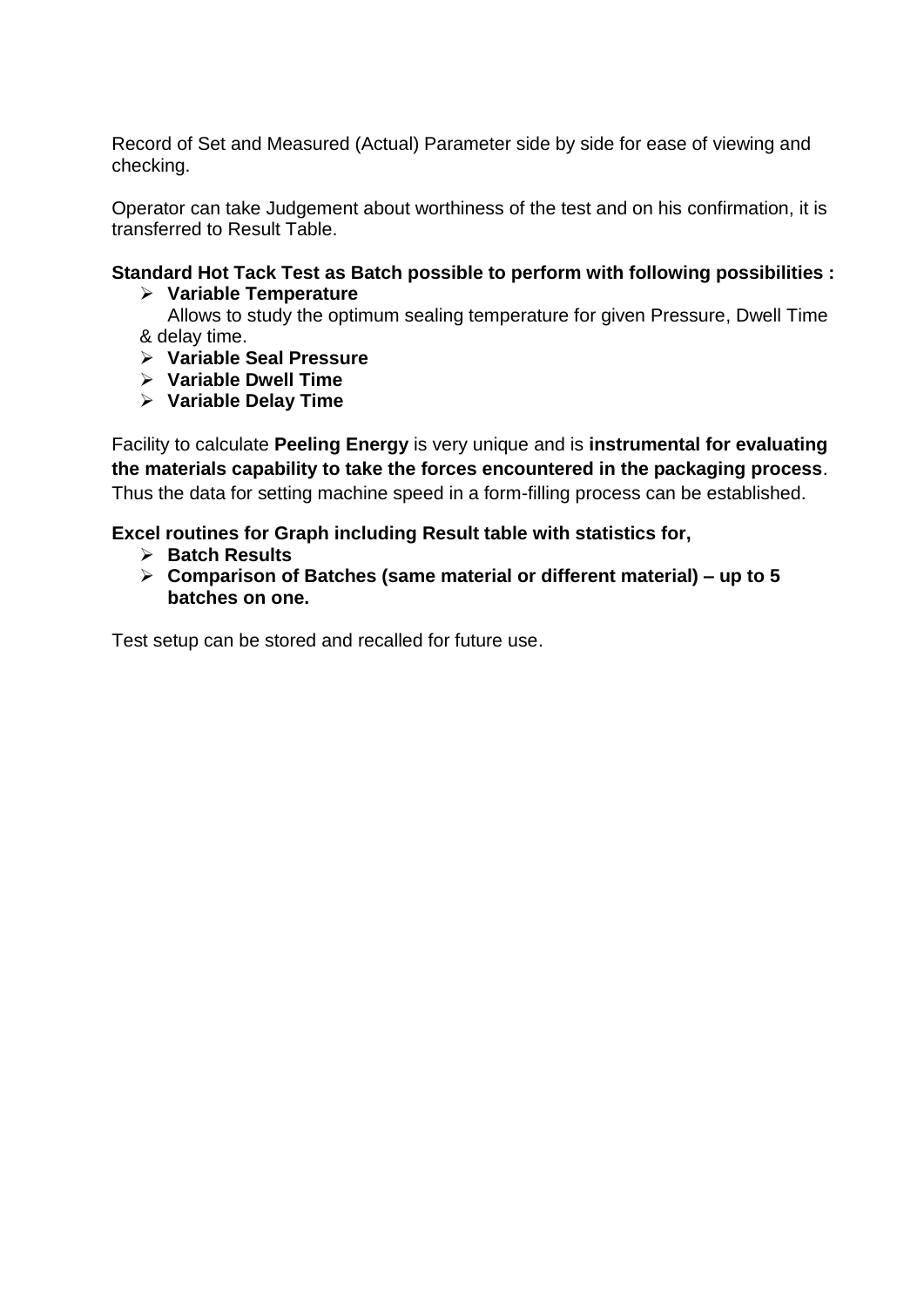Record of Set and Measured (Actual) Parameter side by side for ease of viewing and checking.

Operator can take Judgement about worthiness of the test and on his confirmation, it is transferred to Result Table.

**Standard Hot Tack Test as Batch possible to perform with following possibilities :**

- **Variable Temperature**
  Allows to study the optimum sealing temperature for given Pressure, Dwell Time & delay time.
- **Variable Seal Pressure**
- **Variable Dwell Time**
- **Variable Delay Time**

Facility to calculate **Peeling Energy** is very unique and is **instrumental for evaluating the materials capability to take the forces encountered in the packaging process**. Thus the data for setting machine speed in a form-filling process can be established.

**Excel routines for Graph including Result table with statistics for,**

- **Batch Results**
- **Comparison of Batches (same material or different material) – up to 5 batches on one.**

Test setup can be stored and recalled for future use.